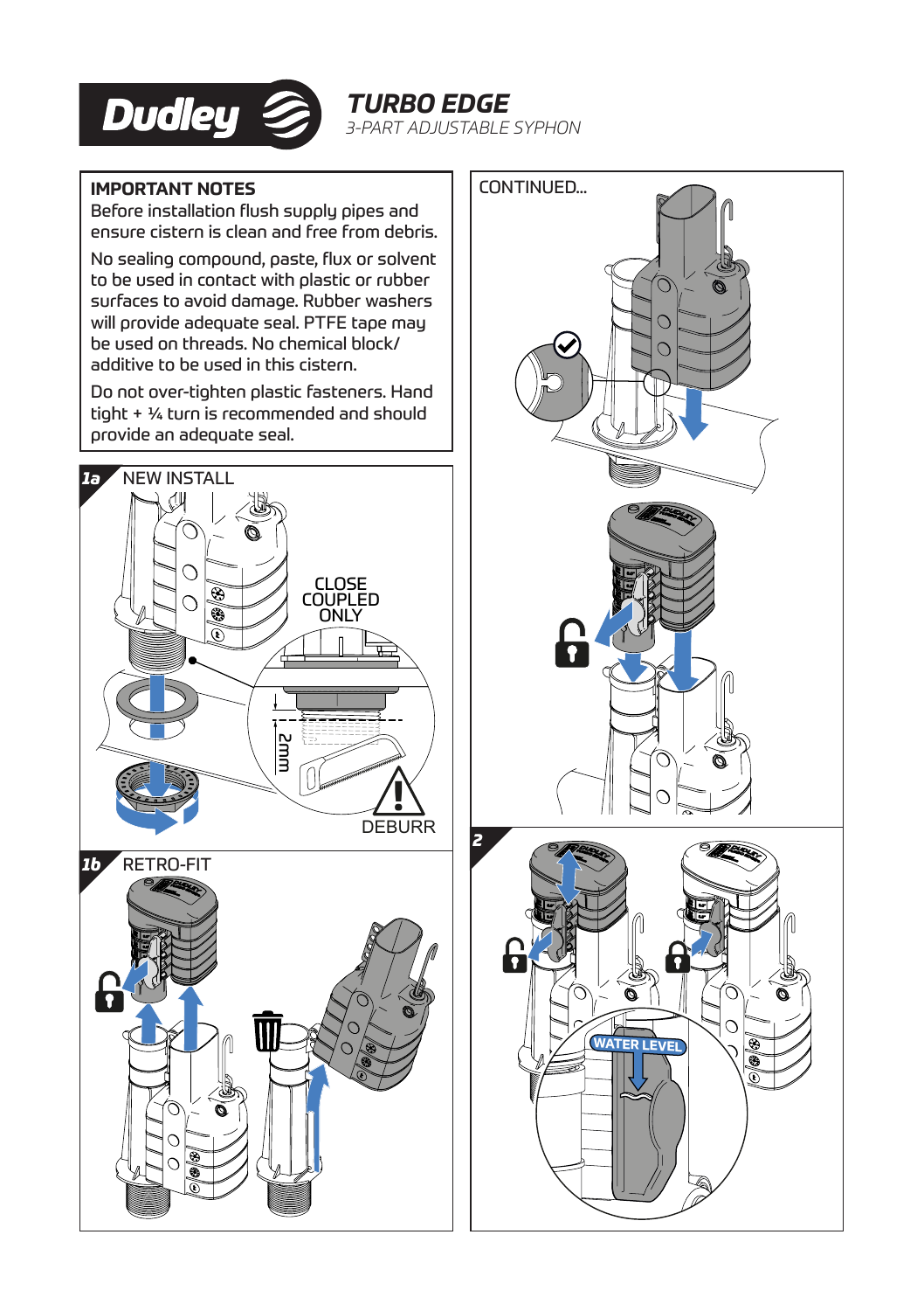# Dudley

## TURBO EDGE

*3-PART ADJUSTABLE SYPHON*

### IMPORTANT NOTES

Before installation flush supply pipes and ensure cistern is clean and free from debris.

No sealing compound, paste, flux or solvent to be used in contact with plastic or rubber surfaces to avoid damage. Rubber washers will provide adequate seal. PTFE tape may be used on threads. No chemical block/ additive to be used in this cistern.

Do not over-tighten plastic fasteners. Hand tight + ¼ turn is recommended and should provide an adequate seal.

### 1a NEW INSTALL

CLOSE COUPLED ONLY

2mm

DEBURR

### 1b RETRO-FIT

### CONTINUED...

### 2

WATER LEVEL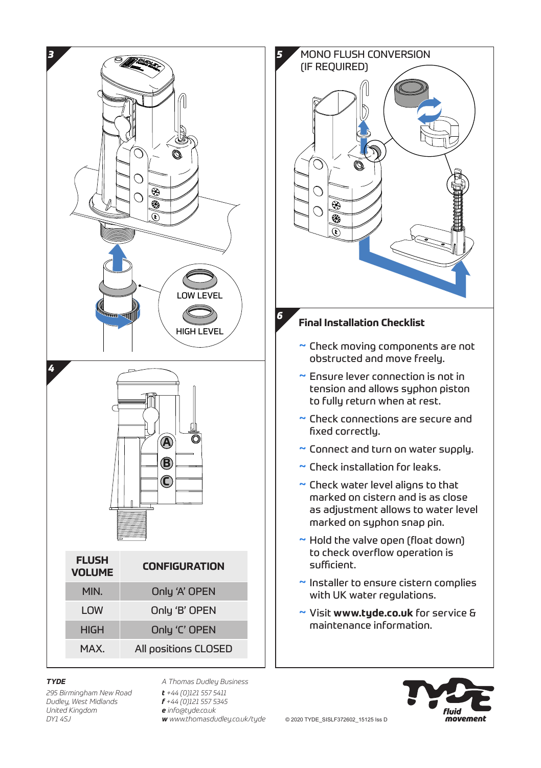**3**

LOW LEVEL

HIGH LEVEL

**4**

A

B

C

| FLUSH VOLUME | CONFIGURATION |
| --- | --- |
| MIN. | Only 'A' OPEN |
| LOW | Only 'B' OPEN |
| HIGH | Only 'C' OPEN |
| MAX. | All positions CLOSED |

**5** MONO FLUSH CONVERSION (IF REQUIRED)

**6**

## Final Installation Checklist

- ~ Check moving components are not obstructed and move freely.
- ~ Ensure lever connection is not in tension and allows syphon piston to fully return when at rest.
- ~ Check connections are secure and fixed correctly.
- ~ Connect and turn on water supply.
- ~ Check installation for leaks.
- ~ Check water level aligns to that marked on cistern and is as close as adjustment allows to water level marked on syphon snap pin.
- ~ Hold the valve open (float down) to check overflow operation is sufficient.
- ~ Installer to ensure cistern complies with UK water regulations.
- ~ Visit **www.tyde.co.uk** for service & maintenance information.

***TYDE***
*295 Birmingham New Road*
*Dudley, West Midlands*
*United Kingdom*
*DY1 4SJ*

*A Thomas Dudley Business*
***t*** *+44 (0)121 557 5411*
***f*** *+44 (0)121 557 5345*
***e*** *info@tyde.co.uk*
***w*** *www.thomasdudley.co.uk/tyde*

© 2020 TYDE_SISLF372602_15125 Iss D

TYDE *fluid movement*